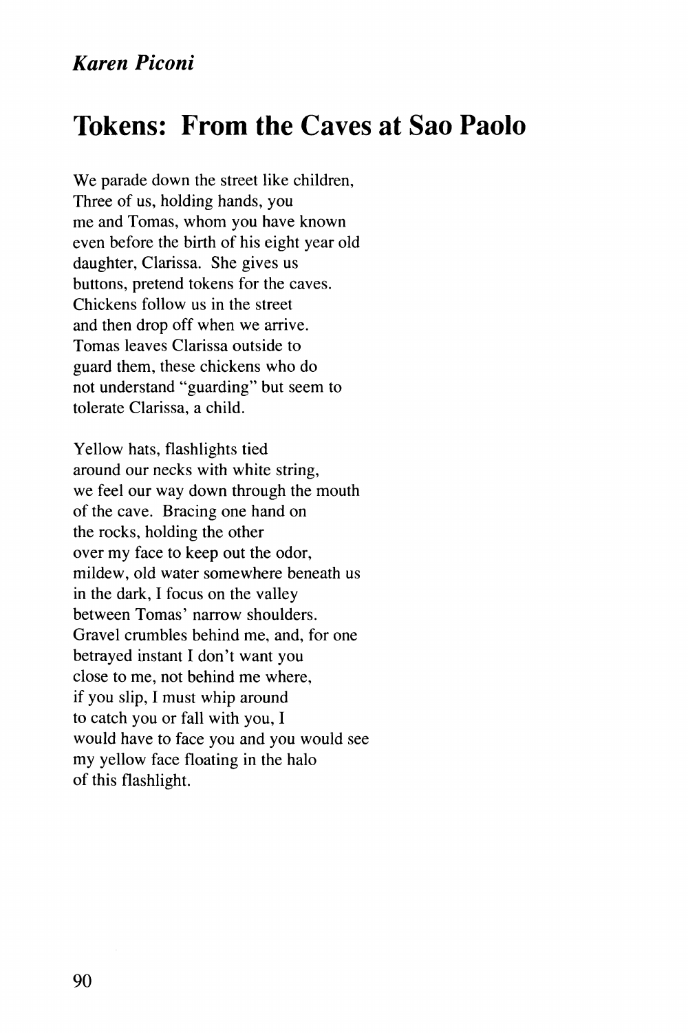*Karen Piconi*

# Tokens: From the Caves at Sao Paolo

We parade down the street like children,
Three of us, holding hands, you
me and Tomas, whom you have known
even before the birth of his eight year old
daughter, Clarissa. She gives us
buttons, pretend tokens for the caves.
Chickens follow us in the street
and then drop off when we arrive.
Tomas leaves Clarissa outside to
guard them, these chickens who do
not understand "guarding" but seem to
tolerate Clarissa, a child.

Yellow hats, flashlights tied
around our necks with white string,
we feel our way down through the mouth
of the cave. Bracing one hand on
the rocks, holding the other
over my face to keep out the odor,
mildew, old water somewhere beneath us
in the dark, I focus on the valley
between Tomas' narrow shoulders.
Gravel crumbles behind me, and, for one
betrayed instant I don't want you
close to me, not behind me where,
if you slip, I must whip around
to catch you or fall with you, I
would have to face you and you would see
my yellow face floating in the halo
of this flashlight.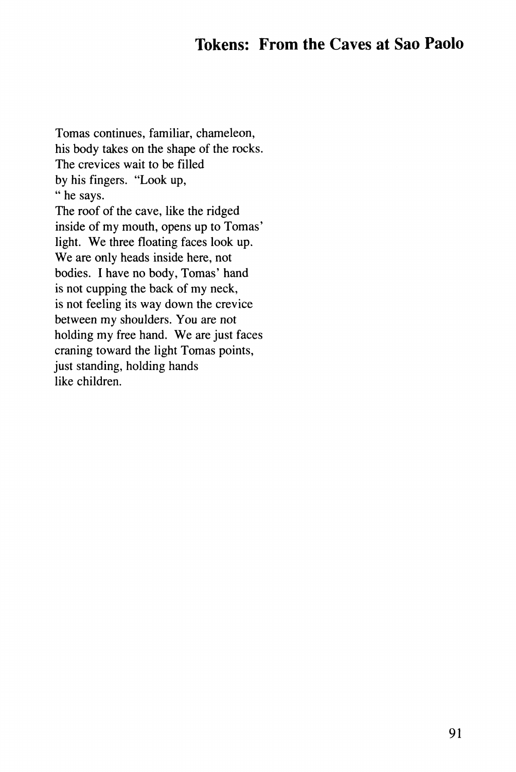Tomas continues, familiar, chameleon,
his body takes on the shape of the rocks.
The crevices wait to be filled
by his fingers. "Look up,
" he says.
The roof of the cave, like the ridged
inside of my mouth, opens up to Tomas'
light. We three floating faces look up.
We are only heads inside here, not
bodies. I have no body, Tomas' hand
is not cupping the back of my neck,
is not feeling its way down the crevice
between my shoulders. You are not
holding my free hand. We are just faces
craning toward the light Tomas points,
just standing, holding hands
like children.